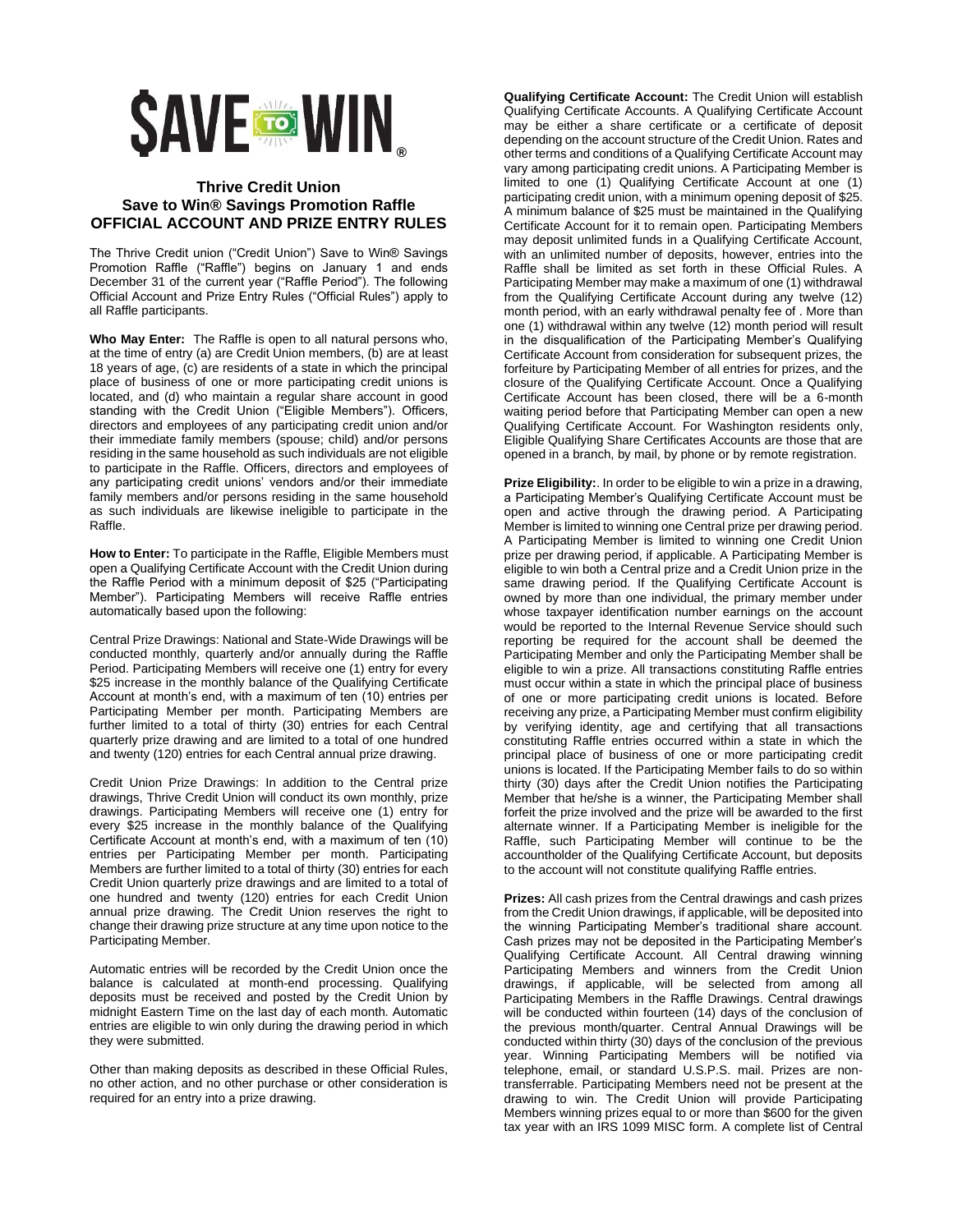**$AVE TO WIN®**

# Thrive Credit Union
## Save to Win® Savings Promotion Raffle
## OFFICIAL ACCOUNT AND PRIZE ENTRY RULES

The Thrive Credit union ("Credit Union") Save to Win® Savings Promotion Raffle ("Raffle") begins on January 1 and ends December 31 of the current year ("Raffle Period"). The following Official Account and Prize Entry Rules ("Official Rules") apply to all Raffle participants.

**Who May Enter:** The Raffle is open to all natural persons who, at the time of entry (a) are Credit Union members, (b) are at least 18 years of age, (c) are residents of a state in which the principal place of business of one or more participating credit unions is located, and (d) who maintain a regular share account in good standing with the Credit Union ("Eligible Members"). Officers, directors and employees of any participating credit union and/or their immediate family members (spouse; child) and/or persons residing in the same household as such individuals are not eligible to participate in the Raffle. Officers, directors and employees of any participating credit unions' vendors and/or their immediate family members and/or persons residing in the same household as such individuals are likewise ineligible to participate in the Raffle.

**How to Enter:** To participate in the Raffle, Eligible Members must open a Qualifying Certificate Account with the Credit Union during the Raffle Period with a minimum deposit of $25 ("Participating Member"). Participating Members will receive Raffle entries automatically based upon the following:

Central Prize Drawings: National and State-Wide Drawings will be conducted monthly, quarterly and/or annually during the Raffle Period. Participating Members will receive one (1) entry for every $25 increase in the monthly balance of the Qualifying Certificate Account at month's end, with a maximum of ten (10) entries per Participating Member per month. Participating Members are further limited to a total of thirty (30) entries for each Central quarterly prize drawing and are limited to a total of one hundred and twenty (120) entries for each Central annual prize drawing.

Credit Union Prize Drawings: In addition to the Central prize drawings, Thrive Credit Union will conduct its own monthly, prize drawings. Participating Members will receive one (1) entry for every $25 increase in the monthly balance of the Qualifying Certificate Account at month's end, with a maximum of ten (10) entries per Participating Member per month. Participating Members are further limited to a total of thirty (30) entries for each Credit Union quarterly prize drawings and are limited to a total of one hundred and twenty (120) entries for each Credit Union annual prize drawing. The Credit Union reserves the right to change their drawing prize structure at any time upon notice to the Participating Member.

Automatic entries will be recorded by the Credit Union once the balance is calculated at month-end processing. Qualifying deposits must be received and posted by the Credit Union by midnight Eastern Time on the last day of each month. Automatic entries are eligible to win only during the drawing period in which they were submitted.

Other than making deposits as described in these Official Rules, no other action, and no other purchase or other consideration is required for an entry into a prize drawing.

**Qualifying Certificate Account:** The Credit Union will establish Qualifying Certificate Accounts. A Qualifying Certificate Account may be either a share certificate or a certificate of deposit depending on the account structure of the Credit Union. Rates and other terms and conditions of a Qualifying Certificate Account may vary among participating credit unions. A Participating Member is limited to one (1) Qualifying Certificate Account at one (1) participating credit union, with a minimum opening deposit of $25. A minimum balance of $25 must be maintained in the Qualifying Certificate Account for it to remain open. Participating Members may deposit unlimited funds in a Qualifying Certificate Account, with an unlimited number of deposits, however, entries into the Raffle shall be limited as set forth in these Official Rules. A Participating Member may make a maximum of one (1) withdrawal from the Qualifying Certificate Account during any twelve (12) month period, with an early withdrawal penalty fee of . More than one (1) withdrawal within any twelve (12) month period will result in the disqualification of the Participating Member's Qualifying Certificate Account from consideration for subsequent prizes, the forfeiture by Participating Member of all entries for prizes, and the closure of the Qualifying Certificate Account. Once a Qualifying Certificate Account has been closed, there will be a 6-month waiting period before that Participating Member can open a new Qualifying Certificate Account. For Washington residents only, Eligible Qualifying Share Certificates Accounts are those that are opened in a branch, by mail, by phone or by remote registration.

**Prize Eligibility:**. In order to be eligible to win a prize in a drawing, a Participating Member's Qualifying Certificate Account must be open and active through the drawing period. A Participating Member is limited to winning one Central prize per drawing period. A Participating Member is limited to winning one Credit Union prize per drawing period, if applicable. A Participating Member is eligible to win both a Central prize and a Credit Union prize in the same drawing period. If the Qualifying Certificate Account is owned by more than one individual, the primary member under whose taxpayer identification number earnings on the account would be reported to the Internal Revenue Service should such reporting be required for the account shall be deemed the Participating Member and only the Participating Member shall be eligible to win a prize. All transactions constituting Raffle entries must occur within a state in which the principal place of business of one or more participating credit unions is located. Before receiving any prize, a Participating Member must confirm eligibility by verifying identity, age and certifying that all transactions constituting Raffle entries occurred within a state in which the principal place of business of one or more participating credit unions is located. If the Participating Member fails to do so within thirty (30) days after the Credit Union notifies the Participating Member that he/she is a winner, the Participating Member shall forfeit the prize involved and the prize will be awarded to the first alternate winner. If a Participating Member is ineligible for the Raffle, such Participating Member will continue to be the accountholder of the Qualifying Certificate Account, but deposits to the account will not constitute qualifying Raffle entries.

**Prizes:** All cash prizes from the Central drawings and cash prizes from the Credit Union drawings, if applicable, will be deposited into the winning Participating Member's traditional share account. Cash prizes may not be deposited in the Participating Member's Qualifying Certificate Account. All Central drawing winning Participating Members and winners from the Credit Union drawings, if applicable, will be selected from among all Participating Members in the Raffle Drawings. Central drawings will be conducted within fourteen (14) days of the conclusion of the previous month/quarter. Central Annual Drawings will be conducted within thirty (30) days of the conclusion of the previous year. Winning Participating Members will be notified via telephone, email, or standard U.S.P.S. mail. Prizes are non-transferrable. Participating Members need not be present at the drawing to win. The Credit Union will provide Participating Members winning prizes equal to or more than $600 for the given tax year with an IRS 1099 MISC form. A complete list of Central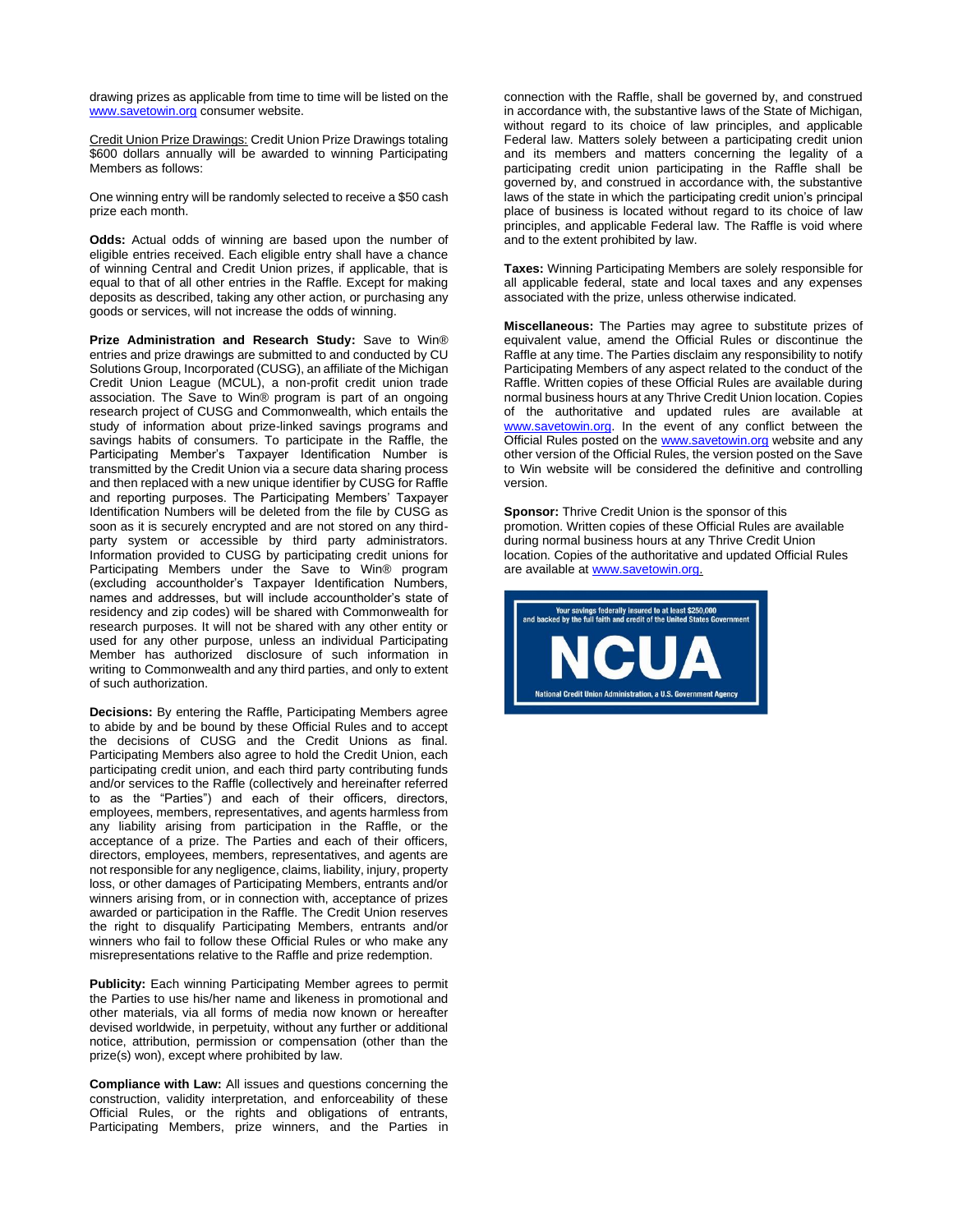drawing prizes as applicable from time to time will be listed on the www.savetowin.org consumer website.

Credit Union Prize Drawings: Credit Union Prize Drawings totaling $600 dollars annually will be awarded to winning Participating Members as follows:

One winning entry will be randomly selected to receive a $50 cash prize each month.

**Odds:** Actual odds of winning are based upon the number of eligible entries received. Each eligible entry shall have a chance of winning Central and Credit Union prizes, if applicable, that is equal to that of all other entries in the Raffle. Except for making deposits as described, taking any other action, or purchasing any goods or services, will not increase the odds of winning.

**Prize Administration and Research Study:** Save to Win® entries and prize drawings are submitted to and conducted by CU Solutions Group, Incorporated (CUSG), an affiliate of the Michigan Credit Union League (MCUL), a non-profit credit union trade association. The Save to Win® program is part of an ongoing research project of CUSG and Commonwealth, which entails the study of information about prize-linked savings programs and savings habits of consumers. To participate in the Raffle, the Participating Member's Taxpayer Identification Number is transmitted by the Credit Union via a secure data sharing process and then replaced with a new unique identifier by CUSG for Raffle and reporting purposes. The Participating Members' Taxpayer Identification Numbers will be deleted from the file by CUSG as soon as it is securely encrypted and are not stored on any third-party system or accessible by third party administrators. Information provided to CUSG by participating credit unions for Participating Members under the Save to Win® program (excluding accountholder's Taxpayer Identification Numbers, names and addresses, but will include accountholder's state of residency and zip codes) will be shared with Commonwealth for research purposes. It will not be shared with any other entity or used for any other purpose, unless an individual Participating Member has authorized disclosure of such information in writing to Commonwealth and any third parties, and only to extent of such authorization.

**Decisions:** By entering the Raffle, Participating Members agree to abide by and be bound by these Official Rules and to accept the decisions of CUSG and the Credit Unions as final. Participating Members also agree to hold the Credit Union, each participating credit union, and each third party contributing funds and/or services to the Raffle (collectively and hereinafter referred to as the "Parties") and each of their officers, directors, employees, members, representatives, and agents harmless from any liability arising from participation in the Raffle, or the acceptance of a prize. The Parties and each of their officers, directors, employees, members, representatives, and agents are not responsible for any negligence, claims, liability, injury, property loss, or other damages of Participating Members, entrants and/or winners arising from, or in connection with, acceptance of prizes awarded or participation in the Raffle. The Credit Union reserves the right to disqualify Participating Members, entrants and/or winners who fail to follow these Official Rules or who make any misrepresentations relative to the Raffle and prize redemption.

**Publicity:** Each winning Participating Member agrees to permit the Parties to use his/her name and likeness in promotional and other materials, via all forms of media now known or hereafter devised worldwide, in perpetuity, without any further or additional notice, attribution, permission or compensation (other than the prize(s) won), except where prohibited by law.

**Compliance with Law:** All issues and questions concerning the construction, validity interpretation, and enforceability of these Official Rules, or the rights and obligations of entrants, Participating Members, prize winners, and the Parties in connection with the Raffle, shall be governed by, and construed in accordance with, the substantive laws of the State of Michigan, without regard to its choice of law principles, and applicable Federal law. Matters solely between a participating credit union and its members and matters concerning the legality of a participating credit union participating in the Raffle shall be governed by, and construed in accordance with, the substantive laws of the state in which the participating credit union's principal place of business is located without regard to its choice of law principles, and applicable Federal law. The Raffle is void where and to the extent prohibited by law.

**Taxes:** Winning Participating Members are solely responsible for all applicable federal, state and local taxes and any expenses associated with the prize, unless otherwise indicated.

**Miscellaneous:** The Parties may agree to substitute prizes of equivalent value, amend the Official Rules or discontinue the Raffle at any time. The Parties disclaim any responsibility to notify Participating Members of any aspect related to the conduct of the Raffle. Written copies of these Official Rules are available during normal business hours at any Thrive Credit Union location. Copies of the authoritative and updated rules are available at www.savetowin.org. In the event of any conflict between the Official Rules posted on the www.savetowin.org website and any other version of the Official Rules, the version posted on the Save to Win website will be considered the definitive and controlling version.

**Sponsor:** Thrive Credit Union is the sponsor of this promotion. Written copies of these Official Rules are available during normal business hours at any Thrive Credit Union location. Copies of the authoritative and updated Official Rules are available at www.savetowin.org.

Your savings federally insured to at least $250,000 and backed by the full faith and credit of the United States Government

NCUA

National Credit Union Administration, a U.S. Government Agency